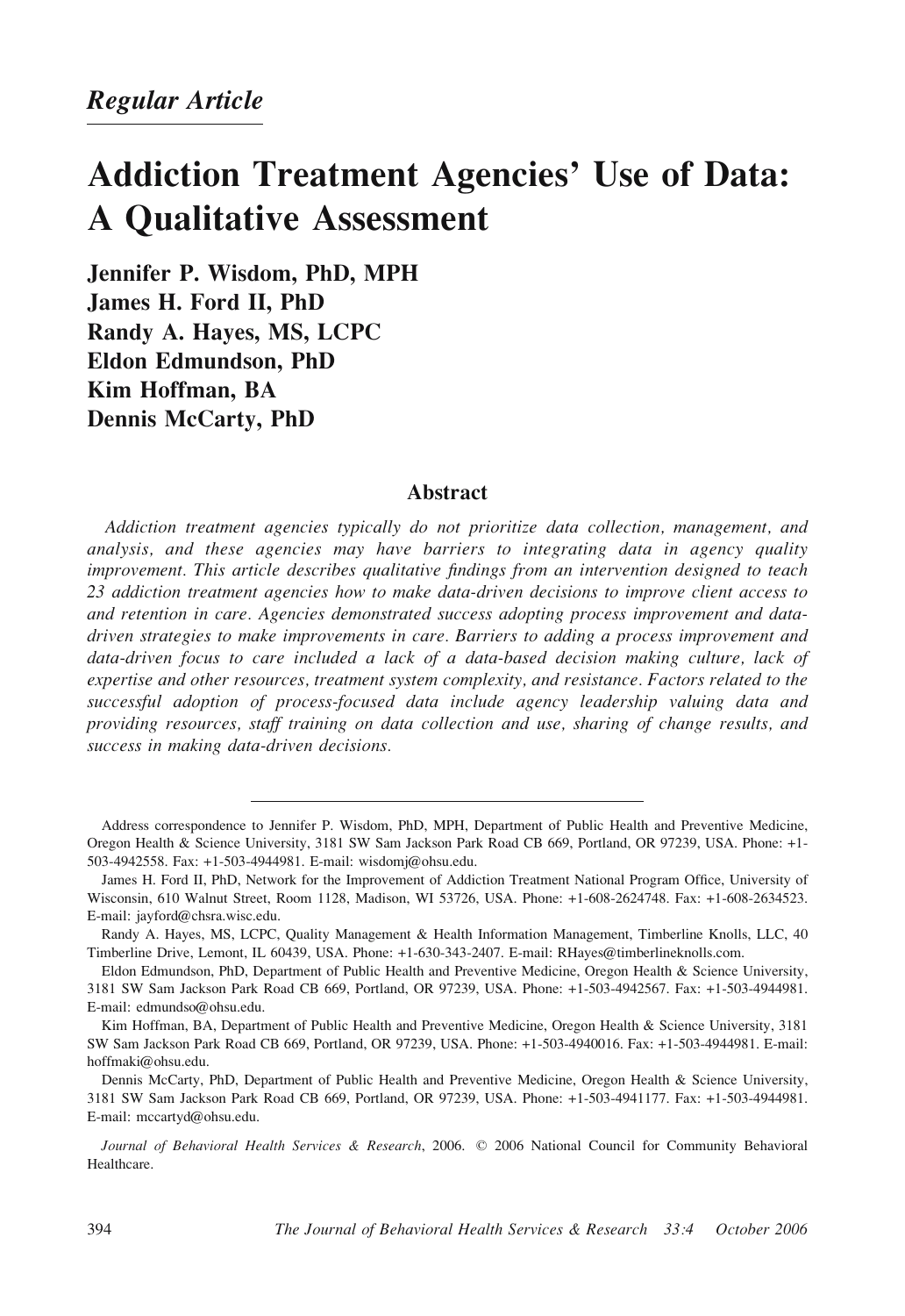*Regular Article*

# Addiction Treatment Agencies' Use of Data: A Qualitative Assessment

**Jennifer P. Wisdom, PhD, MPH**
**James H. Ford II, PhD**
**Randy A. Hayes, MS, LCPC**
**Eldon Edmundson, PhD**
**Kim Hoffman, BA**
**Dennis McCarty, PhD**

## Abstract

*Addiction treatment agencies typically do not prioritize data collection, management, and analysis, and these agencies may have barriers to integrating data in agency quality improvement. This article describes qualitative findings from an intervention designed to teach 23 addiction treatment agencies how to make data-driven decisions to improve client access to and retention in care. Agencies demonstrated success adopting process improvement and data-driven strategies to make improvements in care. Barriers to adding a process improvement and data-driven focus to care included a lack of a data-based decision making culture, lack of expertise and other resources, treatment system complexity, and resistance. Factors related to the successful adoption of process-focused data include agency leadership valuing data and providing resources, staff training on data collection and use, sharing of change results, and success in making data-driven decisions.*

---

Address correspondence to Jennifer P. Wisdom, PhD, MPH, Department of Public Health and Preventive Medicine, Oregon Health & Science University, 3181 SW Sam Jackson Park Road CB 669, Portland, OR 97239, USA. Phone: +1-503-4942558. Fax: +1-503-4944981. E-mail: wisdomj@ohsu.edu.

James H. Ford II, PhD, Network for the Improvement of Addiction Treatment National Program Office, University of Wisconsin, 610 Walnut Street, Room 1128, Madison, WI 53726, USA. Phone: +1-608-2624748. Fax: +1-608-2634523. E-mail: jayford@chsra.wisc.edu.

Randy A. Hayes, MS, LCPC, Quality Management & Health Information Management, Timberline Knolls, LLC, 40 Timberline Drive, Lemont, IL 60439, USA. Phone: +1-630-343-2407. E-mail: RHayes@timberlineknolls.com.

Eldon Edmundson, PhD, Department of Public Health and Preventive Medicine, Oregon Health & Science University, 3181 SW Sam Jackson Park Road CB 669, Portland, OR 97239, USA. Phone: +1-503-4942567. Fax: +1-503-4944981. E-mail: edmundso@ohsu.edu.

Kim Hoffman, BA, Department of Public Health and Preventive Medicine, Oregon Health & Science University, 3181 SW Sam Jackson Park Road CB 669, Portland, OR 97239, USA. Phone: +1-503-4940016. Fax: +1-503-4944981. E-mail: hoffmaki@ohsu.edu.

Dennis McCarty, PhD, Department of Public Health and Preventive Medicine, Oregon Health & Science University, 3181 SW Sam Jackson Park Road CB 669, Portland, OR 97239, USA. Phone: +1-503-4941177. Fax: +1-503-4944981. E-mail: mccartyd@ohsu.edu.

*Journal of Behavioral Health Services & Research*, 2006. © 2006 National Council for Community Behavioral Healthcare.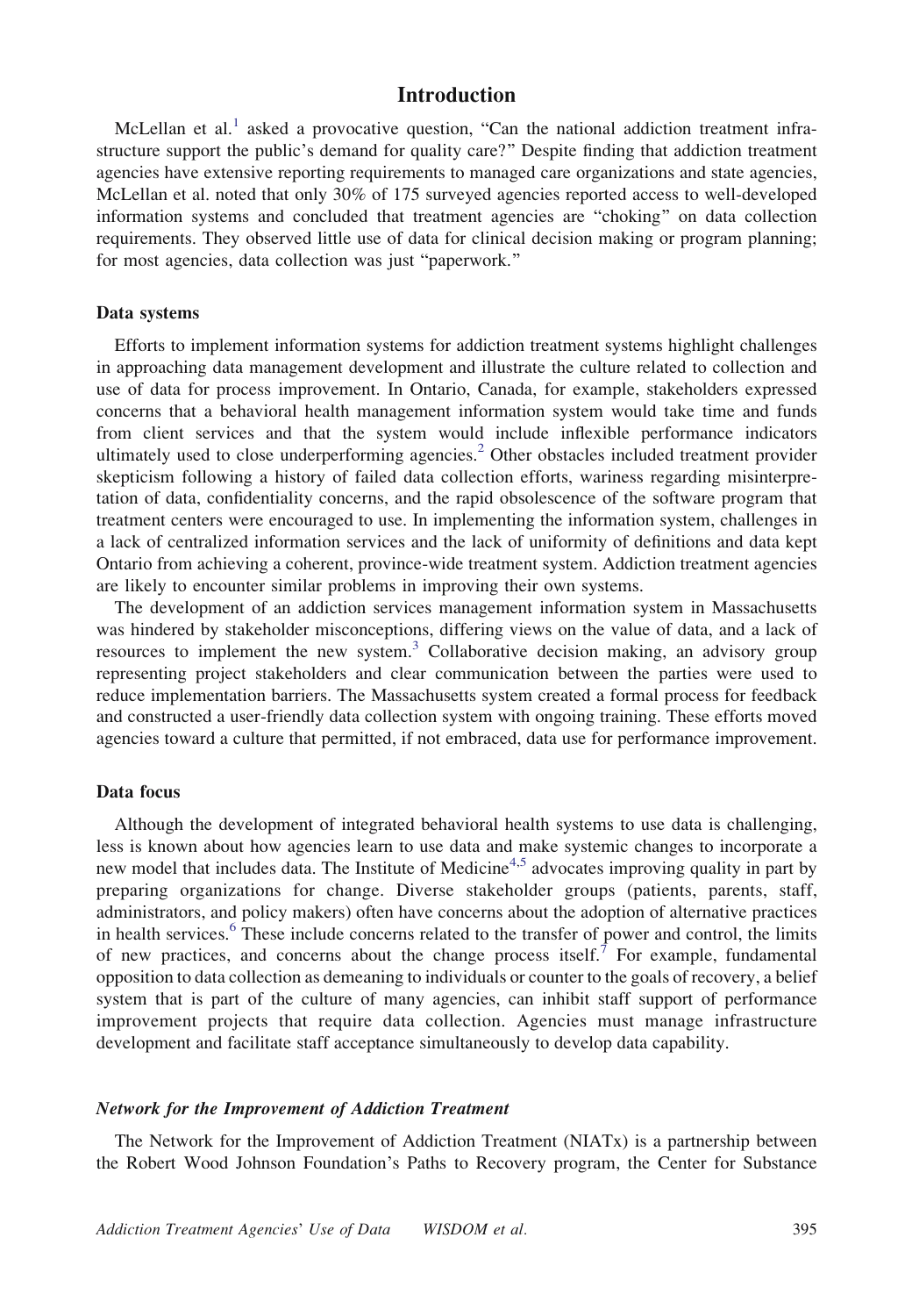## Introduction

McLellan et al.[1] asked a provocative question, "Can the national addiction treatment infrastructure support the public's demand for quality care?" Despite finding that addiction treatment agencies have extensive reporting requirements to managed care organizations and state agencies, McLellan et al. noted that only 30% of 175 surveyed agencies reported access to well-developed information systems and concluded that treatment agencies are "choking" on data collection requirements. They observed little use of data for clinical decision making or program planning; for most agencies, data collection was just "paperwork."

### Data systems

Efforts to implement information systems for addiction treatment systems highlight challenges in approaching data management development and illustrate the culture related to collection and use of data for process improvement. In Ontario, Canada, for example, stakeholders expressed concerns that a behavioral health management information system would take time and funds from client services and that the system would include inflexible performance indicators ultimately used to close underperforming agencies.[2] Other obstacles included treatment provider skepticism following a history of failed data collection efforts, wariness regarding misinterpretation of data, confidentiality concerns, and the rapid obsolescence of the software program that treatment centers were encouraged to use. In implementing the information system, challenges in a lack of centralized information services and the lack of uniformity of definitions and data kept Ontario from achieving a coherent, province-wide treatment system. Addiction treatment agencies are likely to encounter similar problems in improving their own systems.

The development of an addiction services management information system in Massachusetts was hindered by stakeholder misconceptions, differing views on the value of data, and a lack of resources to implement the new system.[3] Collaborative decision making, an advisory group representing project stakeholders and clear communication between the parties were used to reduce implementation barriers. The Massachusetts system created a formal process for feedback and constructed a user-friendly data collection system with ongoing training. These efforts moved agencies toward a culture that permitted, if not embraced, data use for performance improvement.

### Data focus

Although the development of integrated behavioral health systems to use data is challenging, less is known about how agencies learn to use data and make systemic changes to incorporate a new model that includes data. The Institute of Medicine[4,5] advocates improving quality in part by preparing organizations for change. Diverse stakeholder groups (patients, parents, staff, administrators, and policy makers) often have concerns about the adoption of alternative practices in health services.[6] These include concerns related to the transfer of power and control, the limits of new practices, and concerns about the change process itself.[7] For example, fundamental opposition to data collection as demeaning to individuals or counter to the goals of recovery, a belief system that is part of the culture of many agencies, can inhibit staff support of performance improvement projects that require data collection. Agencies must manage infrastructure development and facilitate staff acceptance simultaneously to develop data capability.

#### *Network for the Improvement of Addiction Treatment*

The Network for the Improvement of Addiction Treatment (NIATx) is a partnership between the Robert Wood Johnson Foundation's Paths to Recovery program, the Center for Substance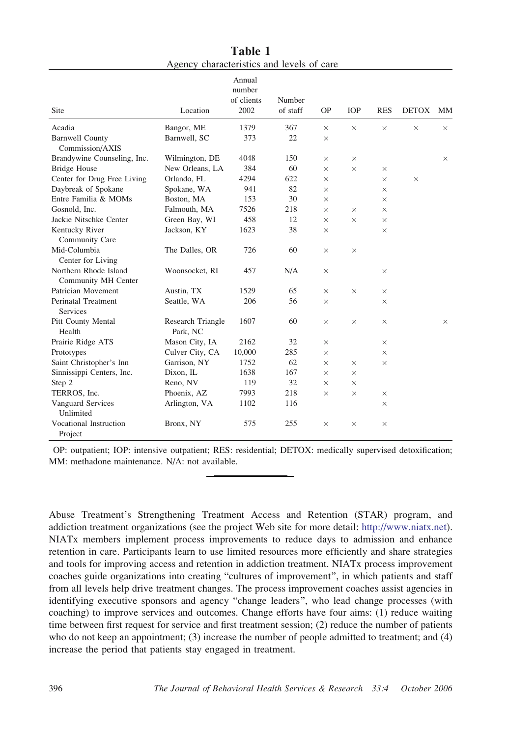**Table 1**
Agency characteristics and levels of care

| Site | Location | Annual number of clients 2002 | Number of staff | OP | IOP | RES | DETOX | MM |
|---|---|---|---|---|---|---|---|---|
| Acadia | Bangor, ME | 1379 | 367 | × | × | × | × | × |
| Barnwell County Commission/AXIS | Barnwell, SC | 373 | 22 | × | | | | |
| Brandywine Counseling, Inc. | Wilmington, DE | 4048 | 150 | × | × | | | × |
| Bridge House | New Orleans, LA | 384 | 60 | × | × | × | | |
| Center for Drug Free Living | Orlando, FL | 4294 | 622 | × | | × | × | |
| Daybreak of Spokane | Spokane, WA | 941 | 82 | × | | × | | |
| Entre Familia & MOMs | Boston, MA | 153 | 30 | × | | × | | |
| Gosnold, Inc. | Falmouth, MA | 7526 | 218 | × | × | × | | |
| Jackie Nitschke Center | Green Bay, WI | 458 | 12 | × | × | × | | |
| Kentucky River Community Care | Jackson, KY | 1623 | 38 | × | | × | | |
| Mid-Columbia Center for Living | The Dalles, OR | 726 | 60 | × | × | | | |
| Northern Rhode Island Community MH Center | Woonsocket, RI | 457 | N/A | × | | × | | |
| Patrician Movement | Austin, TX | 1529 | 65 | × | × | × | | |
| Perinatal Treatment Services | Seattle, WA | 206 | 56 | × | | × | | |
| Pitt County Mental Health | Research Triangle Park, NC | 1607 | 60 | × | × | × | | × |
| Prairie Ridge ATS | Mason City, IA | 2162 | 32 | × | | × | | |
| Prototypes | Culver City, CA | 10,000 | 285 | × | | × | | |
| Saint Christopher's Inn | Garrison, NY | 1752 | 62 | × | × | × | | |
| Sinnissippi Centers, Inc. | Dixon, IL | 1638 | 167 | × | × | | | |
| Step 2 | Reno, NV | 119 | 32 | × | × | | | |
| TERROS, Inc. | Phoenix, AZ | 7993 | 218 | × | × | × | | |
| Vanguard Services Unlimited | Arlington, VA | 1102 | 116 | | | × | | |
| Vocational Instruction Project | Bronx, NY | 575 | 255 | × | × | × | | |

OP: outpatient; IOP: intensive outpatient; RES: residential; DETOX: medically supervised detoxification; MM: methadone maintenance. N/A: not available.

Abuse Treatment's Strengthening Treatment Access and Retention (STAR) program, and addiction treatment organizations (see the project Web site for more detail: http://www.niatx.net). NIATx members implement process improvements to reduce days to admission and enhance retention in care. Participants learn to use limited resources more efficiently and share strategies and tools for improving access and retention in addiction treatment. NIATx process improvement coaches guide organizations into creating "cultures of improvement", in which patients and staff from all levels help drive treatment changes. The process improvement coaches assist agencies in identifying executive sponsors and agency "change leaders", who lead change processes (with coaching) to improve services and outcomes. Change efforts have four aims: (1) reduce waiting time between first request for service and first treatment session; (2) reduce the number of patients who do not keep an appointment; (3) increase the number of people admitted to treatment; and (4) increase the period that patients stay engaged in treatment.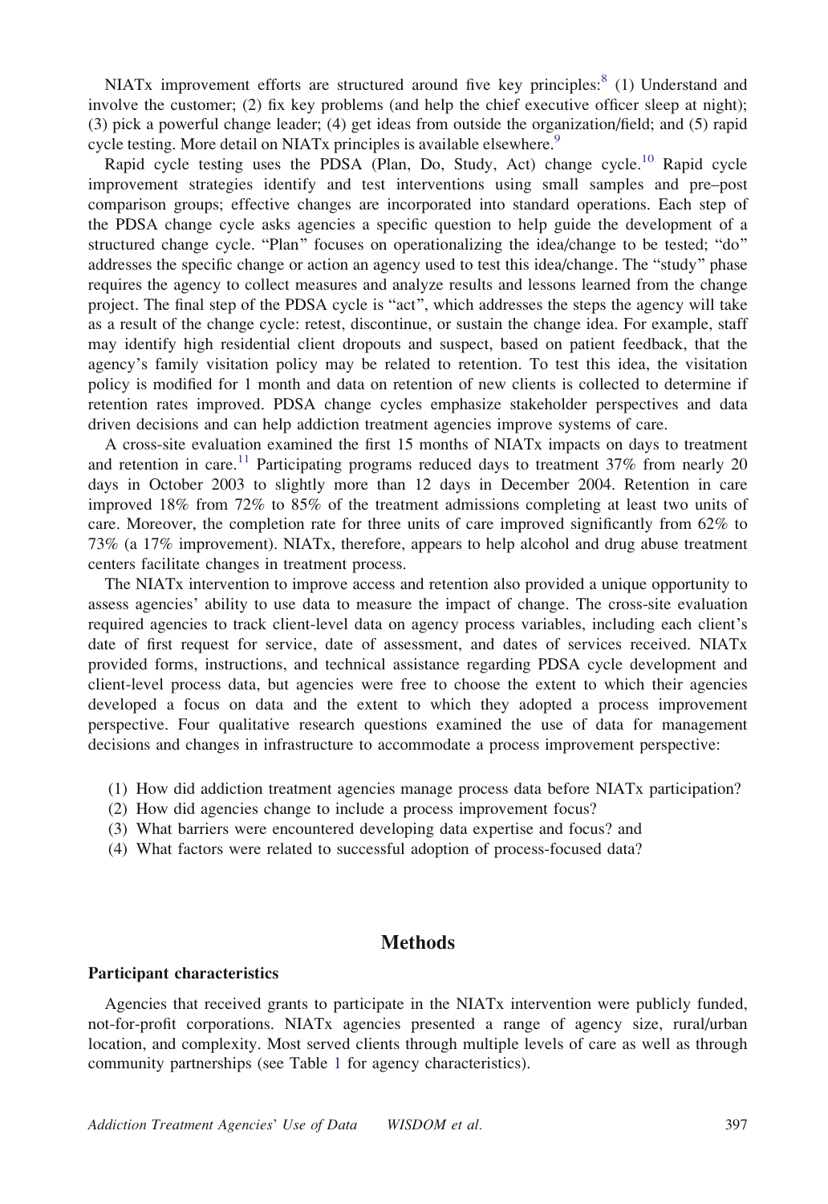NIATx improvement efforts are structured around five key principles:[8] (1) Understand and involve the customer; (2) fix key problems (and help the chief executive officer sleep at night); (3) pick a powerful change leader; (4) get ideas from outside the organization/field; and (5) rapid cycle testing. More detail on NIATx principles is available elsewhere.[9]

Rapid cycle testing uses the PDSA (Plan, Do, Study, Act) change cycle.[10] Rapid cycle improvement strategies identify and test interventions using small samples and pre–post comparison groups; effective changes are incorporated into standard operations. Each step of the PDSA change cycle asks agencies a specific question to help guide the development of a structured change cycle. "Plan" focuses on operationalizing the idea/change to be tested; "do" addresses the specific change or action an agency used to test this idea/change. The "study" phase requires the agency to collect measures and analyze results and lessons learned from the change project. The final step of the PDSA cycle is "act", which addresses the steps the agency will take as a result of the change cycle: retest, discontinue, or sustain the change idea. For example, staff may identify high residential client dropouts and suspect, based on patient feedback, that the agency's family visitation policy may be related to retention. To test this idea, the visitation policy is modified for 1 month and data on retention of new clients is collected to determine if retention rates improved. PDSA change cycles emphasize stakeholder perspectives and data driven decisions and can help addiction treatment agencies improve systems of care.

A cross-site evaluation examined the first 15 months of NIATx impacts on days to treatment and retention in care.[11] Participating programs reduced days to treatment 37% from nearly 20 days in October 2003 to slightly more than 12 days in December 2004. Retention in care improved 18% from 72% to 85% of the treatment admissions completing at least two units of care. Moreover, the completion rate for three units of care improved significantly from 62% to 73% (a 17% improvement). NIATx, therefore, appears to help alcohol and drug abuse treatment centers facilitate changes in treatment process.

The NIATx intervention to improve access and retention also provided a unique opportunity to assess agencies' ability to use data to measure the impact of change. The cross-site evaluation required agencies to track client-level data on agency process variables, including each client's date of first request for service, date of assessment, and dates of services received. NIATx provided forms, instructions, and technical assistance regarding PDSA cycle development and client-level process data, but agencies were free to choose the extent to which their agencies developed a focus on data and the extent to which they adopted a process improvement perspective. Four qualitative research questions examined the use of data for management decisions and changes in infrastructure to accommodate a process improvement perspective:

(1) How did addiction treatment agencies manage process data before NIATx participation?
(2) How did agencies change to include a process improvement focus?
(3) What barriers were encountered developing data expertise and focus? and
(4) What factors were related to successful adoption of process-focused data?

## Methods

### Participant characteristics

Agencies that received grants to participate in the NIATx intervention were publicly funded, not-for-profit corporations. NIATx agencies presented a range of agency size, rural/urban location, and complexity. Most served clients through multiple levels of care as well as through community partnerships (see Table 1 for agency characteristics).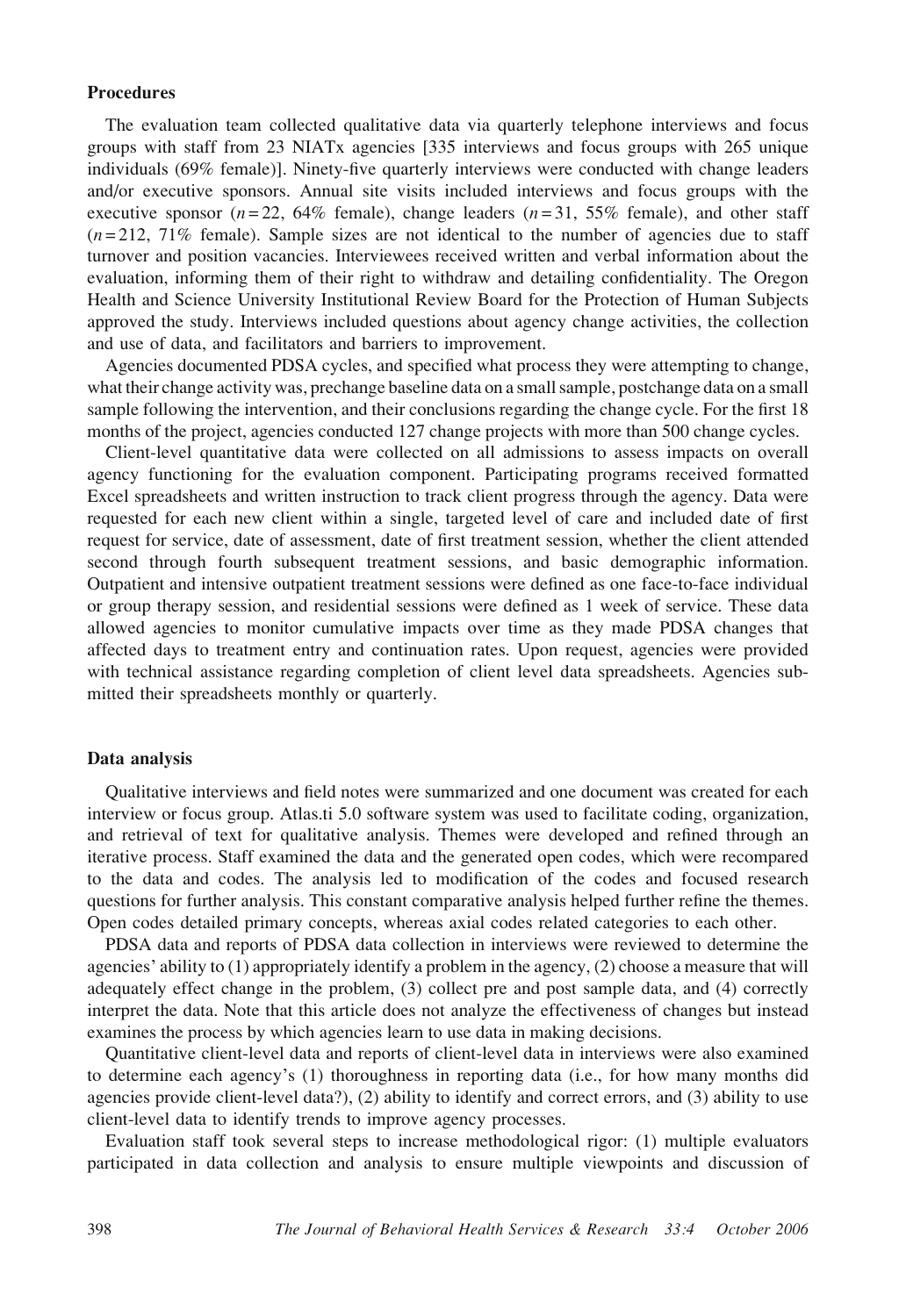### Procedures

The evaluation team collected qualitative data via quarterly telephone interviews and focus groups with staff from 23 NIATx agencies [335 interviews and focus groups with 265 unique individuals (69% female)]. Ninety-five quarterly interviews were conducted with change leaders and/or executive sponsors. Annual site visits included interviews and focus groups with the executive sponsor ($n = 22$, 64% female), change leaders ($n = 31$, 55% female), and other staff ($n = 212$, 71% female). Sample sizes are not identical to the number of agencies due to staff turnover and position vacancies. Interviewees received written and verbal information about the evaluation, informing them of their right to withdraw and detailing confidentiality. The Oregon Health and Science University Institutional Review Board for the Protection of Human Subjects approved the study. Interviews included questions about agency change activities, the collection and use of data, and facilitators and barriers to improvement.

Agencies documented PDSA cycles, and specified what process they were attempting to change, what their change activity was, prechange baseline data on a small sample, postchange data on a small sample following the intervention, and their conclusions regarding the change cycle. For the first 18 months of the project, agencies conducted 127 change projects with more than 500 change cycles.

Client-level quantitative data were collected on all admissions to assess impacts on overall agency functioning for the evaluation component. Participating programs received formatted Excel spreadsheets and written instruction to track client progress through the agency. Data were requested for each new client within a single, targeted level of care and included date of first request for service, date of assessment, date of first treatment session, whether the client attended second through fourth subsequent treatment sessions, and basic demographic information. Outpatient and intensive outpatient treatment sessions were defined as one face-to-face individual or group therapy session, and residential sessions were defined as 1 week of service. These data allowed agencies to monitor cumulative impacts over time as they made PDSA changes that affected days to treatment entry and continuation rates. Upon request, agencies were provided with technical assistance regarding completion of client level data spreadsheets. Agencies submitted their spreadsheets monthly or quarterly.

### Data analysis

Qualitative interviews and field notes were summarized and one document was created for each interview or focus group. Atlas.ti 5.0 software system was used to facilitate coding, organization, and retrieval of text for qualitative analysis. Themes were developed and refined through an iterative process. Staff examined the data and the generated open codes, which were recompared to the data and codes. The analysis led to modification of the codes and focused research questions for further analysis. This constant comparative analysis helped further refine the themes. Open codes detailed primary concepts, whereas axial codes related categories to each other.

PDSA data and reports of PDSA data collection in interviews were reviewed to determine the agencies' ability to (1) appropriately identify a problem in the agency, (2) choose a measure that will adequately effect change in the problem, (3) collect pre and post sample data, and (4) correctly interpret the data. Note that this article does not analyze the effectiveness of changes but instead examines the process by which agencies learn to use data in making decisions.

Quantitative client-level data and reports of client-level data in interviews were also examined to determine each agency's (1) thoroughness in reporting data (i.e., for how many months did agencies provide client-level data?), (2) ability to identify and correct errors, and (3) ability to use client-level data to identify trends to improve agency processes.

Evaluation staff took several steps to increase methodological rigor: (1) multiple evaluators participated in data collection and analysis to ensure multiple viewpoints and discussion of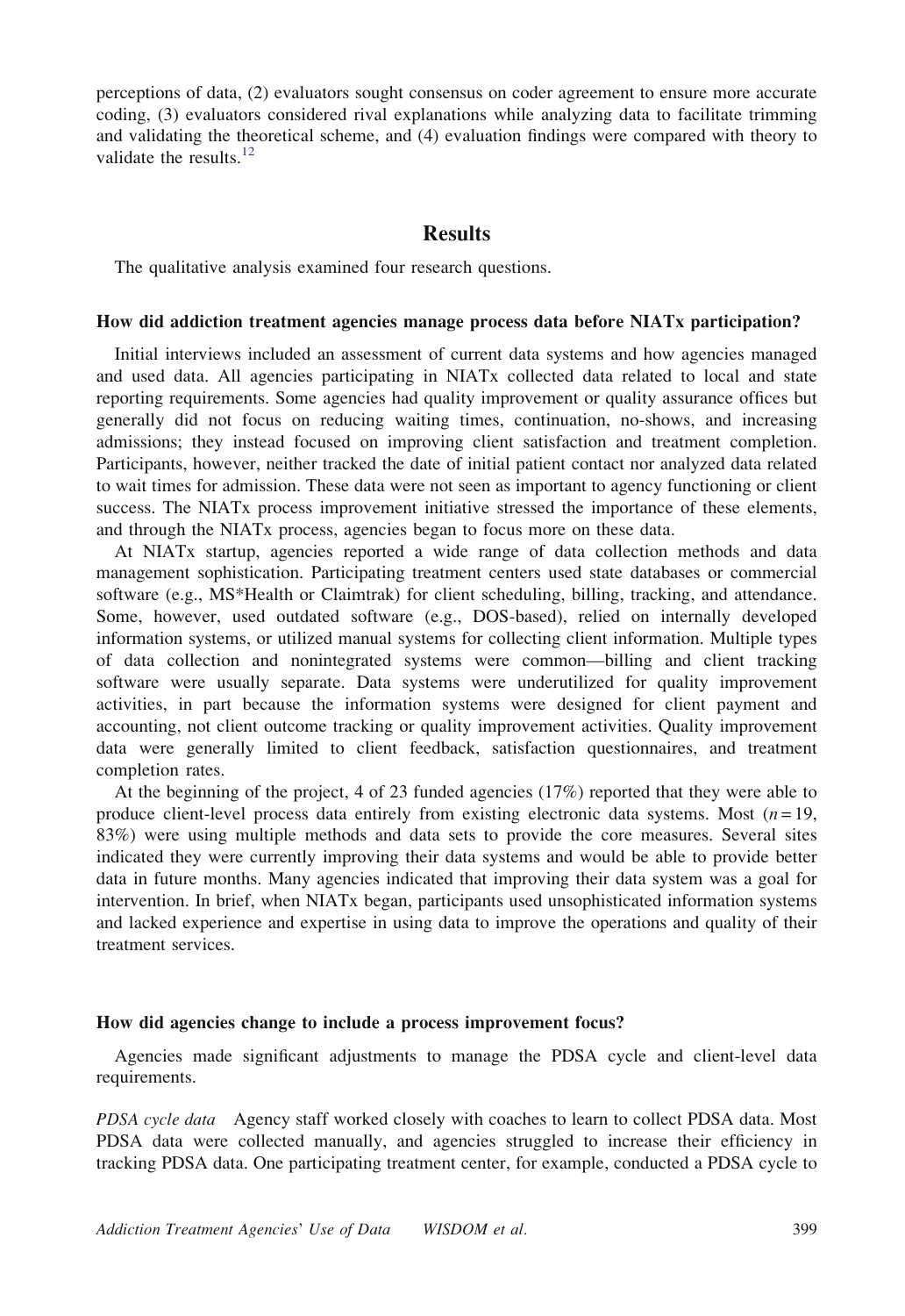perceptions of data, (2) evaluators sought consensus on coder agreement to ensure more accurate coding, (3) evaluators considered rival explanations while analyzing data to facilitate trimming and validating the theoretical scheme, and (4) evaluation findings were compared with theory to validate the results.[12]

## Results

The qualitative analysis examined four research questions.

### How did addiction treatment agencies manage process data before NIATx participation?

Initial interviews included an assessment of current data systems and how agencies managed and used data. All agencies participating in NIATx collected data related to local and state reporting requirements. Some agencies had quality improvement or quality assurance offices but generally did not focus on reducing waiting times, continuation, no-shows, and increasing admissions; they instead focused on improving client satisfaction and treatment completion. Participants, however, neither tracked the date of initial patient contact nor analyzed data related to wait times for admission. These data were not seen as important to agency functioning or client success. The NIATx process improvement initiative stressed the importance of these elements, and through the NIATx process, agencies began to focus more on these data.

At NIATx startup, agencies reported a wide range of data collection methods and data management sophistication. Participating treatment centers used state databases or commercial software (e.g., MS*Health or Claimtrak) for client scheduling, billing, tracking, and attendance. Some, however, used outdated software (e.g., DOS-based), relied on internally developed information systems, or utilized manual systems for collecting client information. Multiple types of data collection and nonintegrated systems were common—billing and client tracking software were usually separate. Data systems were underutilized for quality improvement activities, in part because the information systems were designed for client payment and accounting, not client outcome tracking or quality improvement activities. Quality improvement data were generally limited to client feedback, satisfaction questionnaires, and treatment completion rates.

At the beginning of the project, 4 of 23 funded agencies (17%) reported that they were able to produce client-level process data entirely from existing electronic data systems. Most ($n = 19$, 83%) were using multiple methods and data sets to provide the core measures. Several sites indicated they were currently improving their data systems and would be able to provide better data in future months. Many agencies indicated that improving their data system was a goal for intervention. In brief, when NIATx began, participants used unsophisticated information systems and lacked experience and expertise in using data to improve the operations and quality of their treatment services.

### How did agencies change to include a process improvement focus?

Agencies made significant adjustments to manage the PDSA cycle and client-level data requirements.

*PDSA cycle data* Agency staff worked closely with coaches to learn to collect PDSA data. Most PDSA data were collected manually, and agencies struggled to increase their efficiency in tracking PDSA data. One participating treatment center, for example, conducted a PDSA cycle to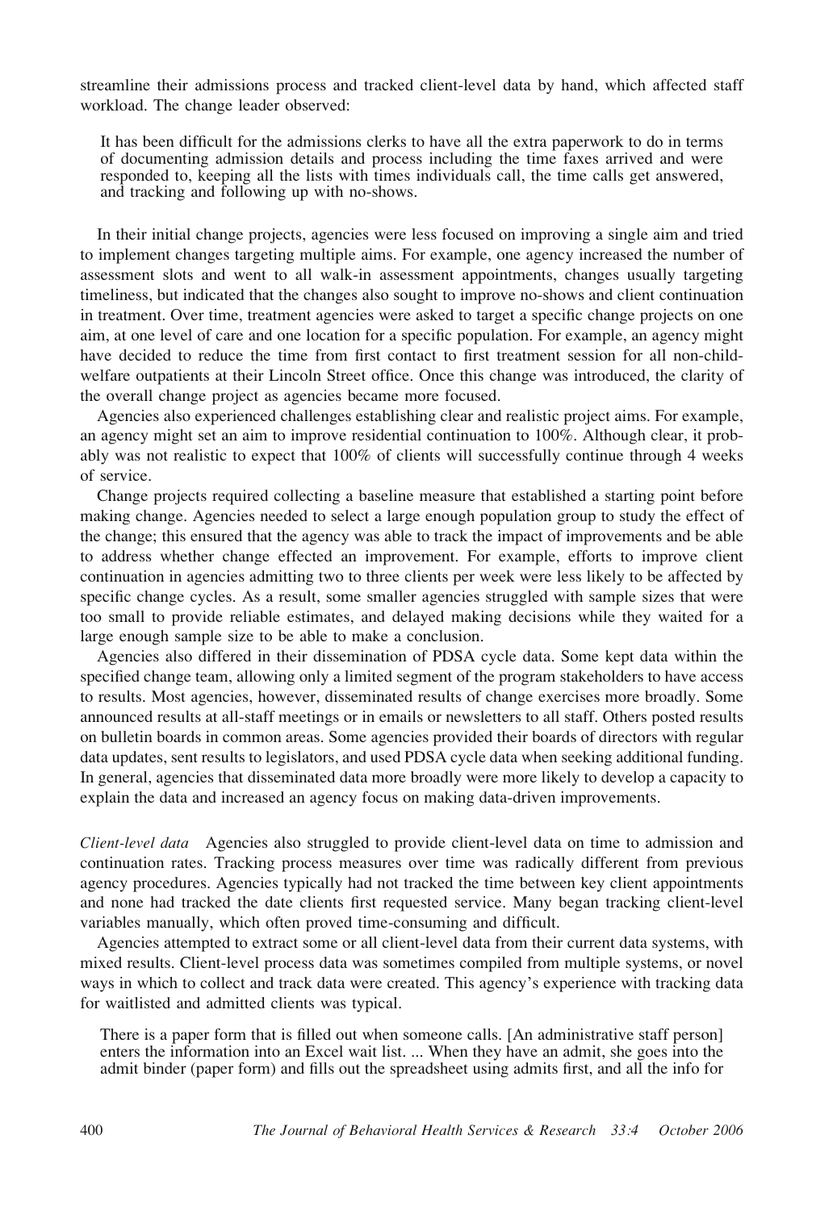streamline their admissions process and tracked client-level data by hand, which affected staff workload. The change leader observed:

> It has been difficult for the admissions clerks to have all the extra paperwork to do in terms of documenting admission details and process including the time faxes arrived and were responded to, keeping all the lists with times individuals call, the time calls get answered, and tracking and following up with no-shows.

In their initial change projects, agencies were less focused on improving a single aim and tried to implement changes targeting multiple aims. For example, one agency increased the number of assessment slots and went to all walk-in assessment appointments, changes usually targeting timeliness, but indicated that the changes also sought to improve no-shows and client continuation in treatment. Over time, treatment agencies were asked to target a specific change projects on one aim, at one level of care and one location for a specific population. For example, an agency might have decided to reduce the time from first contact to first treatment session for all non-child-welfare outpatients at their Lincoln Street office. Once this change was introduced, the clarity of the overall change project as agencies became more focused.

Agencies also experienced challenges establishing clear and realistic project aims. For example, an agency might set an aim to improve residential continuation to 100%. Although clear, it probably was not realistic to expect that 100% of clients will successfully continue through 4 weeks of service.

Change projects required collecting a baseline measure that established a starting point before making change. Agencies needed to select a large enough population group to study the effect of the change; this ensured that the agency was able to track the impact of improvements and be able to address whether change effected an improvement. For example, efforts to improve client continuation in agencies admitting two to three clients per week were less likely to be affected by specific change cycles. As a result, some smaller agencies struggled with sample sizes that were too small to provide reliable estimates, and delayed making decisions while they waited for a large enough sample size to be able to make a conclusion.

Agencies also differed in their dissemination of PDSA cycle data. Some kept data within the specified change team, allowing only a limited segment of the program stakeholders to have access to results. Most agencies, however, disseminated results of change exercises more broadly. Some announced results at all-staff meetings or in emails or newsletters to all staff. Others posted results on bulletin boards in common areas. Some agencies provided their boards of directors with regular data updates, sent results to legislators, and used PDSA cycle data when seeking additional funding. In general, agencies that disseminated data more broadly were more likely to develop a capacity to explain the data and increased an agency focus on making data-driven improvements.

*Client-level data* Agencies also struggled to provide client-level data on time to admission and continuation rates. Tracking process measures over time was radically different from previous agency procedures. Agencies typically had not tracked the time between key client appointments and none had tracked the date clients first requested service. Many began tracking client-level variables manually, which often proved time-consuming and difficult.

Agencies attempted to extract some or all client-level data from their current data systems, with mixed results. Client-level process data was sometimes compiled from multiple systems, or novel ways in which to collect and track data were created. This agency's experience with tracking data for waitlisted and admitted clients was typical.

> There is a paper form that is filled out when someone calls. [An administrative staff person] enters the information into an Excel wait list. ... When they have an admit, she goes into the admit binder (paper form) and fills out the spreadsheet using admits first, and all the info for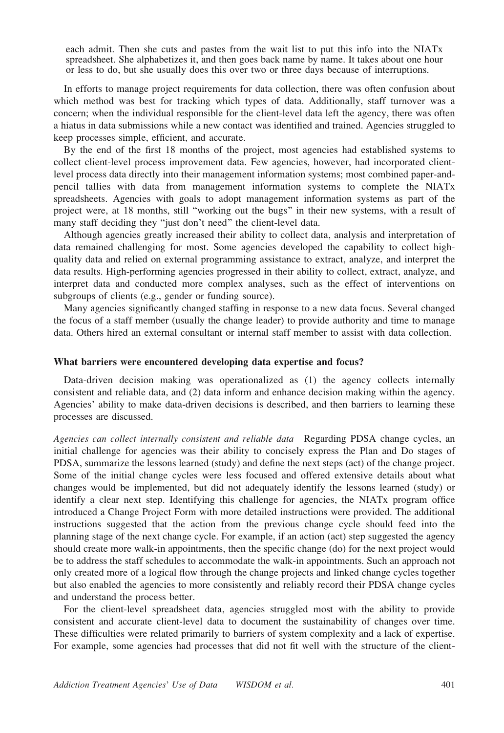each admit. Then she cuts and pastes from the wait list to put this info into the NIATx spreadsheet. She alphabetizes it, and then goes back name by name. It takes about one hour or less to do, but she usually does this over two or three days because of interruptions.

In efforts to manage project requirements for data collection, there was often confusion about which method was best for tracking which types of data. Additionally, staff turnover was a concern; when the individual responsible for the client-level data left the agency, there was often a hiatus in data submissions while a new contact was identified and trained. Agencies struggled to keep processes simple, efficient, and accurate.

By the end of the first 18 months of the project, most agencies had established systems to collect client-level process improvement data. Few agencies, however, had incorporated client-level process data directly into their management information systems; most combined paper-and-pencil tallies with data from management information systems to complete the NIATx spreadsheets. Agencies with goals to adopt management information systems as part of the project were, at 18 months, still "working out the bugs" in their new systems, with a result of many staff deciding they "just don't need" the client-level data.

Although agencies greatly increased their ability to collect data, analysis and interpretation of data remained challenging for most. Some agencies developed the capability to collect high-quality data and relied on external programming assistance to extract, analyze, and interpret the data results. High-performing agencies progressed in their ability to collect, extract, analyze, and interpret data and conducted more complex analyses, such as the effect of interventions on subgroups of clients (e.g., gender or funding source).

Many agencies significantly changed staffing in response to a new data focus. Several changed the focus of a staff member (usually the change leader) to provide authority and time to manage data. Others hired an external consultant or internal staff member to assist with data collection.

### What barriers were encountered developing data expertise and focus?

Data-driven decision making was operationalized as (1) the agency collects internally consistent and reliable data, and (2) data inform and enhance decision making within the agency. Agencies' ability to make data-driven decisions is described, and then barriers to learning these processes are discussed.

*Agencies can collect internally consistent and reliable data* Regarding PDSA change cycles, an initial challenge for agencies was their ability to concisely express the Plan and Do stages of PDSA, summarize the lessons learned (study) and define the next steps (act) of the change project. Some of the initial change cycles were less focused and offered extensive details about what changes would be implemented, but did not adequately identify the lessons learned (study) or identify a clear next step. Identifying this challenge for agencies, the NIATx program office introduced a Change Project Form with more detailed instructions were provided. The additional instructions suggested that the action from the previous change cycle should feed into the planning stage of the next change cycle. For example, if an action (act) step suggested the agency should create more walk-in appointments, then the specific change (do) for the next project would be to address the staff schedules to accommodate the walk-in appointments. Such an approach not only created more of a logical flow through the change projects and linked change cycles together but also enabled the agencies to more consistently and reliably record their PDSA change cycles and understand the process better.

For the client-level spreadsheet data, agencies struggled most with the ability to provide consistent and accurate client-level data to document the sustainability of changes over time. These difficulties were related primarily to barriers of system complexity and a lack of expertise. For example, some agencies had processes that did not fit well with the structure of the client-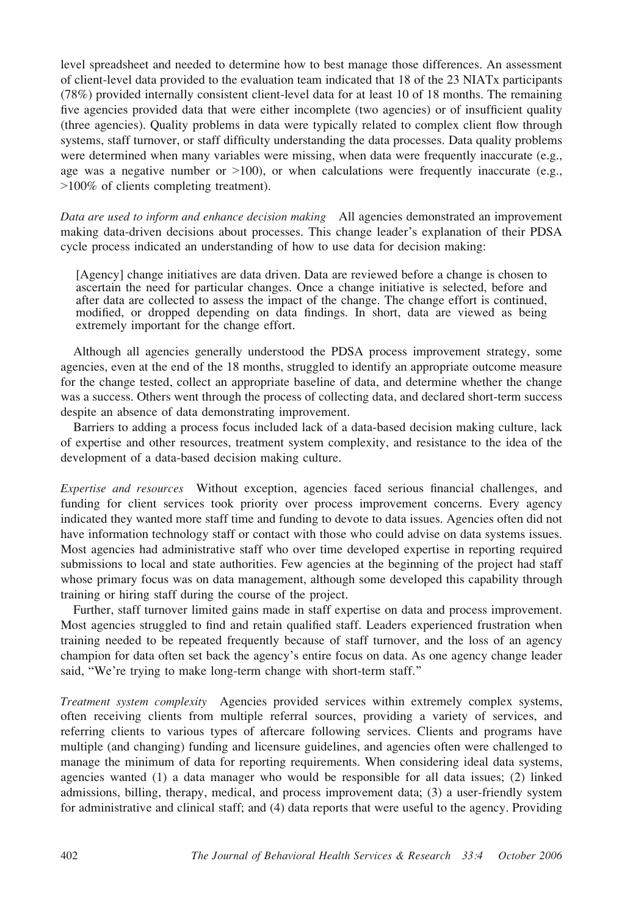level spreadsheet and needed to determine how to best manage those differences. An assessment of client-level data provided to the evaluation team indicated that 18 of the 23 NIATx participants (78%) provided internally consistent client-level data for at least 10 of 18 months. The remaining five agencies provided data that were either incomplete (two agencies) or of insufficient quality (three agencies). Quality problems in data were typically related to complex client flow through systems, staff turnover, or staff difficulty understanding the data processes. Data quality problems were determined when many variables were missing, when data were frequently inaccurate (e.g., age was a negative number or >100), or when calculations were frequently inaccurate (e.g., >100% of clients completing treatment).

*Data are used to inform and enhance decision making* All agencies demonstrated an improvement making data-driven decisions about processes. This change leader's explanation of their PDSA cycle process indicated an understanding of how to use data for decision making:

> [Agency] change initiatives are data driven. Data are reviewed before a change is chosen to ascertain the need for particular changes. Once a change initiative is selected, before and after data are collected to assess the impact of the change. The change effort is continued, modified, or dropped depending on data findings. In short, data are viewed as being extremely important for the change effort.

Although all agencies generally understood the PDSA process improvement strategy, some agencies, even at the end of the 18 months, struggled to identify an appropriate outcome measure for the change tested, collect an appropriate baseline of data, and determine whether the change was a success. Others went through the process of collecting data, and declared short-term success despite an absence of data demonstrating improvement.

Barriers to adding a process focus included lack of a data-based decision making culture, lack of expertise and other resources, treatment system complexity, and resistance to the idea of the development of a data-based decision making culture.

*Expertise and resources* Without exception, agencies faced serious financial challenges, and funding for client services took priority over process improvement concerns. Every agency indicated they wanted more staff time and funding to devote to data issues. Agencies often did not have information technology staff or contact with those who could advise on data systems issues. Most agencies had administrative staff who over time developed expertise in reporting required submissions to local and state authorities. Few agencies at the beginning of the project had staff whose primary focus was on data management, although some developed this capability through training or hiring staff during the course of the project.

Further, staff turnover limited gains made in staff expertise on data and process improvement. Most agencies struggled to find and retain qualified staff. Leaders experienced frustration when training needed to be repeated frequently because of staff turnover, and the loss of an agency champion for data often set back the agency's entire focus on data. As one agency change leader said, "We're trying to make long-term change with short-term staff."

*Treatment system complexity* Agencies provided services within extremely complex systems, often receiving clients from multiple referral sources, providing a variety of services, and referring clients to various types of aftercare following services. Clients and programs have multiple (and changing) funding and licensure guidelines, and agencies often were challenged to manage the minimum of data for reporting requirements. When considering ideal data systems, agencies wanted (1) a data manager who would be responsible for all data issues; (2) linked admissions, billing, therapy, medical, and process improvement data; (3) a user-friendly system for administrative and clinical staff; and (4) data reports that were useful to the agency. Providing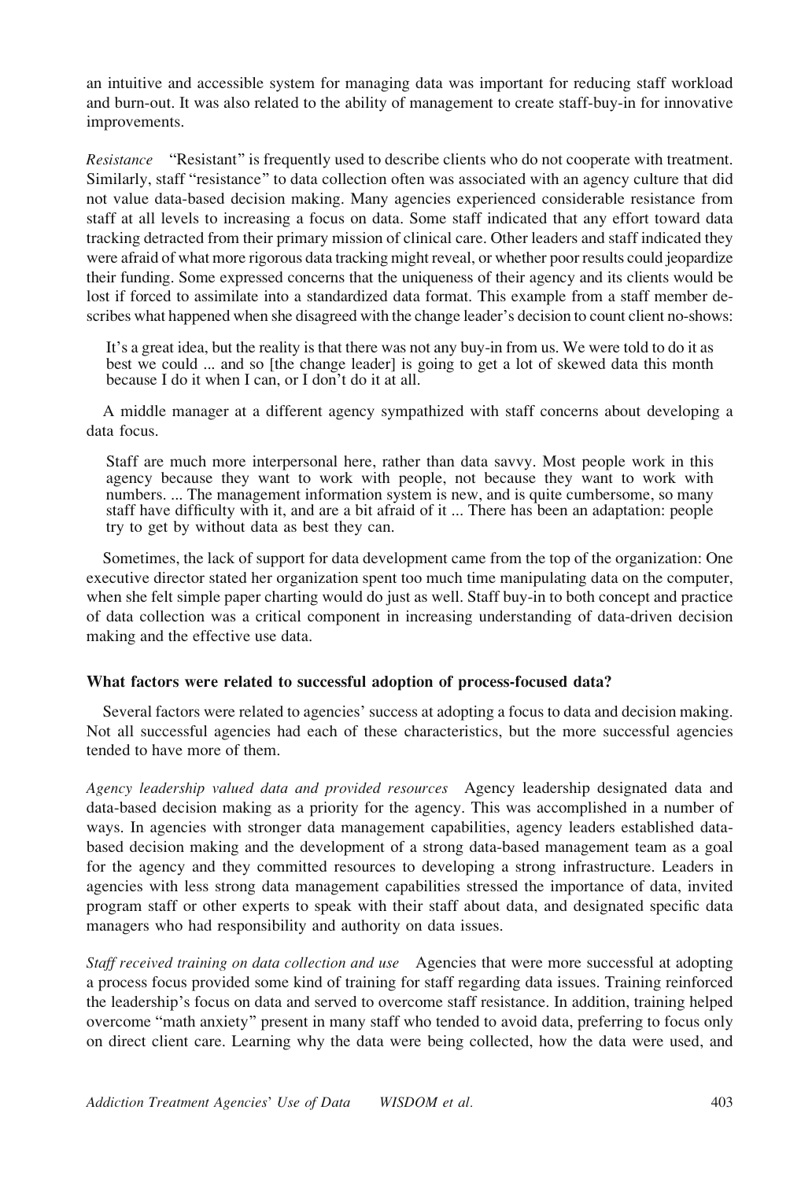an intuitive and accessible system for managing data was important for reducing staff workload and burn-out. It was also related to the ability of management to create staff-buy-in for innovative improvements.

*Resistance* "Resistant" is frequently used to describe clients who do not cooperate with treatment. Similarly, staff "resistance" to data collection often was associated with an agency culture that did not value data-based decision making. Many agencies experienced considerable resistance from staff at all levels to increasing a focus on data. Some staff indicated that any effort toward data tracking detracted from their primary mission of clinical care. Other leaders and staff indicated they were afraid of what more rigorous data tracking might reveal, or whether poor results could jeopardize their funding. Some expressed concerns that the uniqueness of their agency and its clients would be lost if forced to assimilate into a standardized data format. This example from a staff member describes what happened when she disagreed with the change leader's decision to count client no-shows:

> It's a great idea, but the reality is that there was not any buy-in from us. We were told to do it as best we could ... and so [the change leader] is going to get a lot of skewed data this month because I do it when I can, or I don't do it at all.

A middle manager at a different agency sympathized with staff concerns about developing a data focus.

> Staff are much more interpersonal here, rather than data savvy. Most people work in this agency because they want to work with people, not because they want to work with numbers. ... The management information system is new, and is quite cumbersome, so many staff have difficulty with it, and are a bit afraid of it ... There has been an adaptation: people try to get by without data as best they can.

Sometimes, the lack of support for data development came from the top of the organization: One executive director stated her organization spent too much time manipulating data on the computer, when she felt simple paper charting would do just as well. Staff buy-in to both concept and practice of data collection was a critical component in increasing understanding of data-driven decision making and the effective use data.

### What factors were related to successful adoption of process-focused data?

Several factors were related to agencies' success at adopting a focus to data and decision making. Not all successful agencies had each of these characteristics, but the more successful agencies tended to have more of them.

*Agency leadership valued data and provided resources* Agency leadership designated data and data-based decision making as a priority for the agency. This was accomplished in a number of ways. In agencies with stronger data management capabilities, agency leaders established data-based decision making and the development of a strong data-based management team as a goal for the agency and they committed resources to developing a strong infrastructure. Leaders in agencies with less strong data management capabilities stressed the importance of data, invited program staff or other experts to speak with their staff about data, and designated specific data managers who had responsibility and authority on data issues.

*Staff received training on data collection and use* Agencies that were more successful at adopting a process focus provided some kind of training for staff regarding data issues. Training reinforced the leadership's focus on data and served to overcome staff resistance. In addition, training helped overcome "math anxiety" present in many staff who tended to avoid data, preferring to focus only on direct client care. Learning why the data were being collected, how the data were used, and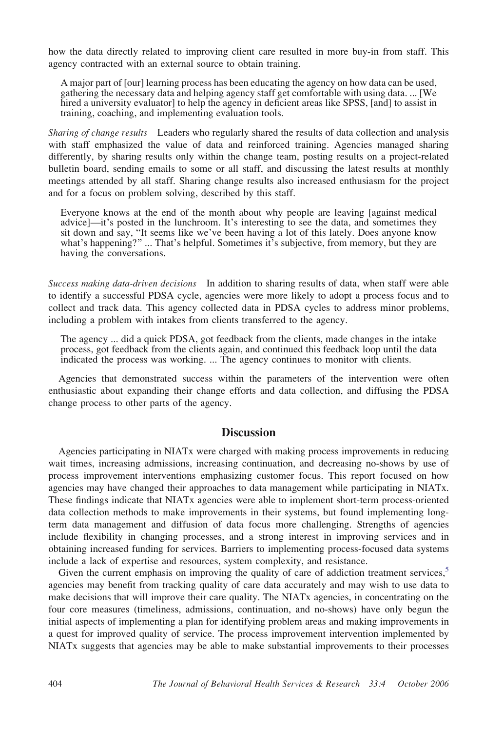how the data directly related to improving client care resulted in more buy-in from staff. This agency contracted with an external source to obtain training.

> A major part of [our] learning process has been educating the agency on how data can be used, gathering the necessary data and helping agency staff get comfortable with using data. ... [We hired a university evaluator] to help the agency in deficient areas like SPSS, [and] to assist in training, coaching, and implementing evaluation tools.

*Sharing of change results* Leaders who regularly shared the results of data collection and analysis with staff emphasized the value of data and reinforced training. Agencies managed sharing differently, by sharing results only within the change team, posting results on a project-related bulletin board, sending emails to some or all staff, and discussing the latest results at monthly meetings attended by all staff. Sharing change results also increased enthusiasm for the project and for a focus on problem solving, described by this staff.

> Everyone knows at the end of the month about why people are leaving [against medical advice]—it's posted in the lunchroom. It's interesting to see the data, and sometimes they sit down and say, "It seems like we've been having a lot of this lately. Does anyone know what's happening?" ... That's helpful. Sometimes it's subjective, from memory, but they are having the conversations.

*Success making data-driven decisions* In addition to sharing results of data, when staff were able to identify a successful PDSA cycle, agencies were more likely to adopt a process focus and to collect and track data. This agency collected data in PDSA cycles to address minor problems, including a problem with intakes from clients transferred to the agency.

> The agency ... did a quick PDSA, got feedback from the clients, made changes in the intake process, got feedback from the clients again, and continued this feedback loop until the data indicated the process was working. ... The agency continues to monitor with clients.

Agencies that demonstrated success within the parameters of the intervention were often enthusiastic about expanding their change efforts and data collection, and diffusing the PDSA change process to other parts of the agency.

## Discussion

Agencies participating in NIATx were charged with making process improvements in reducing wait times, increasing admissions, increasing continuation, and decreasing no-shows by use of process improvement interventions emphasizing customer focus. This report focused on how agencies may have changed their approaches to data management while participating in NIATx. These findings indicate that NIATx agencies were able to implement short-term process-oriented data collection methods to make improvements in their systems, but found implementing long-term data management and diffusion of data focus more challenging. Strengths of agencies include flexibility in changing processes, and a strong interest in improving services and in obtaining increased funding for services. Barriers to implementing process-focused data systems include a lack of expertise and resources, system complexity, and resistance.

Given the current emphasis on improving the quality of care of addiction treatment services,[5] agencies may benefit from tracking quality of care data accurately and may wish to use data to make decisions that will improve their care quality. The NIATx agencies, in concentrating on the four core measures (timeliness, admissions, continuation, and no-shows) have only begun the initial aspects of implementing a plan for identifying problem areas and making improvements in a quest for improved quality of service. The process improvement intervention implemented by NIATx suggests that agencies may be able to make substantial improvements to their processes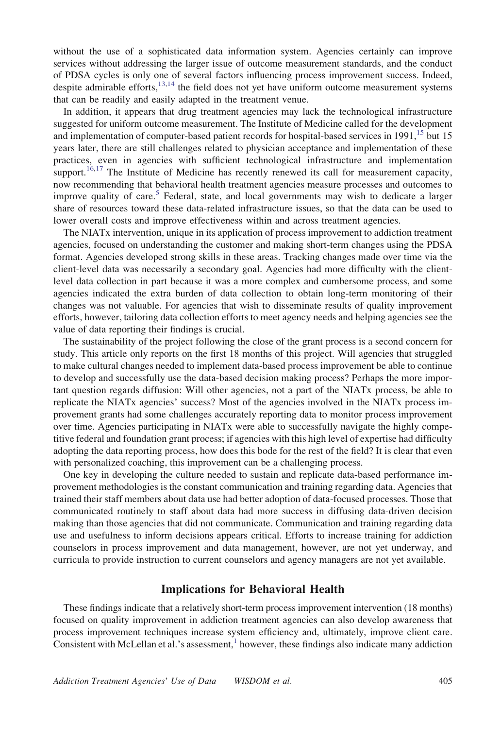without the use of a sophisticated data information system. Agencies certainly can improve services without addressing the larger issue of outcome measurement standards, and the conduct of PDSA cycles is only one of several factors influencing process improvement success. Indeed, despite admirable efforts,[13,14] the field does not yet have uniform outcome measurement systems that can be readily and easily adapted in the treatment venue.

In addition, it appears that drug treatment agencies may lack the technological infrastructure suggested for uniform outcome measurement. The Institute of Medicine called for the development and implementation of computer-based patient records for hospital-based services in 1991,[15] but 15 years later, there are still challenges related to physician acceptance and implementation of these practices, even in agencies with sufficient technological infrastructure and implementation support.[16,17] The Institute of Medicine has recently renewed its call for measurement capacity, now recommending that behavioral health treatment agencies measure processes and outcomes to improve quality of care.[5] Federal, state, and local governments may wish to dedicate a larger share of resources toward these data-related infrastructure issues, so that the data can be used to lower overall costs and improve effectiveness within and across treatment agencies.

The NIATx intervention, unique in its application of process improvement to addiction treatment agencies, focused on understanding the customer and making short-term changes using the PDSA format. Agencies developed strong skills in these areas. Tracking changes made over time via the client-level data was necessarily a secondary goal. Agencies had more difficulty with the client-level data collection in part because it was a more complex and cumbersome process, and some agencies indicated the extra burden of data collection to obtain long-term monitoring of their changes was not valuable. For agencies that wish to disseminate results of quality improvement efforts, however, tailoring data collection efforts to meet agency needs and helping agencies see the value of data reporting their findings is crucial.

The sustainability of the project following the close of the grant process is a second concern for study. This article only reports on the first 18 months of this project. Will agencies that struggled to make cultural changes needed to implement data-based process improvement be able to continue to develop and successfully use the data-based decision making process? Perhaps the more important question regards diffusion: Will other agencies, not a part of the NIATx process, be able to replicate the NIATx agencies' success? Most of the agencies involved in the NIATx process improvement grants had some challenges accurately reporting data to monitor process improvement over time. Agencies participating in NIATx were able to successfully navigate the highly competitive federal and foundation grant process; if agencies with this high level of expertise had difficulty adopting the data reporting process, how does this bode for the rest of the field? It is clear that even with personalized coaching, this improvement can be a challenging process.

One key in developing the culture needed to sustain and replicate data-based performance improvement methodologies is the constant communication and training regarding data. Agencies that trained their staff members about data use had better adoption of data-focused processes. Those that communicated routinely to staff about data had more success in diffusing data-driven decision making than those agencies that did not communicate. Communication and training regarding data use and usefulness to inform decisions appears critical. Efforts to increase training for addiction counselors in process improvement and data management, however, are not yet underway, and curricula to provide instruction to current counselors and agency managers are not yet available.

## Implications for Behavioral Health

These findings indicate that a relatively short-term process improvement intervention (18 months) focused on quality improvement in addiction treatment agencies can also develop awareness that process improvement techniques increase system efficiency and, ultimately, improve client care. Consistent with McLellan et al.'s assessment,[1] however, these findings also indicate many addiction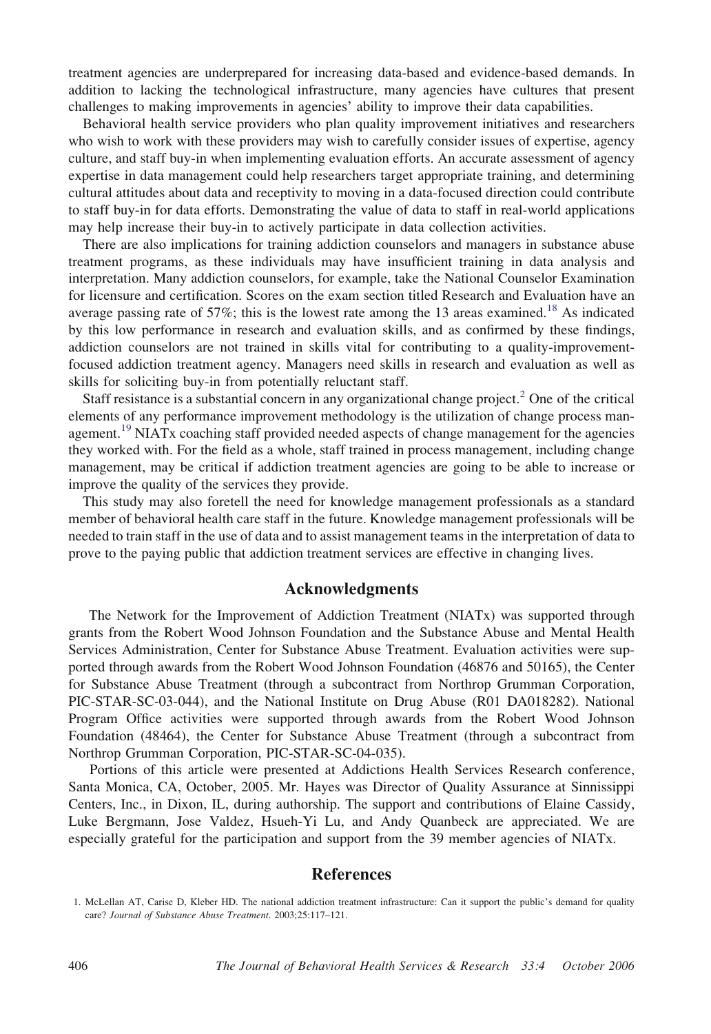treatment agencies are underprepared for increasing data-based and evidence-based demands. In addition to lacking the technological infrastructure, many agencies have cultures that present challenges to making improvements in agencies' ability to improve their data capabilities.

Behavioral health service providers who plan quality improvement initiatives and researchers who wish to work with these providers may wish to carefully consider issues of expertise, agency culture, and staff buy-in when implementing evaluation efforts. An accurate assessment of agency expertise in data management could help researchers target appropriate training, and determining cultural attitudes about data and receptivity to moving in a data-focused direction could contribute to staff buy-in for data efforts. Demonstrating the value of data to staff in real-world applications may help increase their buy-in to actively participate in data collection activities.

There are also implications for training addiction counselors and managers in substance abuse treatment programs, as these individuals may have insufficient training in data analysis and interpretation. Many addiction counselors, for example, take the National Counselor Examination for licensure and certification. Scores on the exam section titled Research and Evaluation have an average passing rate of 57%; this is the lowest rate among the 13 areas examined.[18] As indicated by this low performance in research and evaluation skills, and as confirmed by these findings, addiction counselors are not trained in skills vital for contributing to a quality-improvement-focused addiction treatment agency. Managers need skills in research and evaluation as well as skills for soliciting buy-in from potentially reluctant staff.

Staff resistance is a substantial concern in any organizational change project.[2] One of the critical elements of any performance improvement methodology is the utilization of change process management.[19] NIATx coaching staff provided needed aspects of change management for the agencies they worked with. For the field as a whole, staff trained in process management, including change management, may be critical if addiction treatment agencies are going to be able to increase or improve the quality of the services they provide.

This study may also foretell the need for knowledge management professionals as a standard member of behavioral health care staff in the future. Knowledge management professionals will be needed to train staff in the use of data and to assist management teams in the interpretation of data to prove to the paying public that addiction treatment services are effective in changing lives.

## Acknowledgments

The Network for the Improvement of Addiction Treatment (NIATx) was supported through grants from the Robert Wood Johnson Foundation and the Substance Abuse and Mental Health Services Administration, Center for Substance Abuse Treatment. Evaluation activities were supported through awards from the Robert Wood Johnson Foundation (46876 and 50165), the Center for Substance Abuse Treatment (through a subcontract from Northrop Grumman Corporation, PIC-STAR-SC-03-044), and the National Institute on Drug Abuse (R01 DA018282). National Program Office activities were supported through awards from the Robert Wood Johnson Foundation (48464), the Center for Substance Abuse Treatment (through a subcontract from Northrop Grumman Corporation, PIC-STAR-SC-04-035).

Portions of this article were presented at Addictions Health Services Research conference, Santa Monica, CA, October, 2005. Mr. Hayes was Director of Quality Assurance at Sinnissippi Centers, Inc., in Dixon, IL, during authorship. The support and contributions of Elaine Cassidy, Luke Bergmann, Jose Valdez, Hsueh-Yi Lu, and Andy Quanbeck are appreciated. We are especially grateful for the participation and support from the 39 member agencies of NIATx.

## References

1. McLellan AT, Carise D, Kleber HD. The national addiction treatment infrastructure: Can it support the public's demand for quality care? *Journal of Substance Abuse Treatment*. 2003;25:117–121.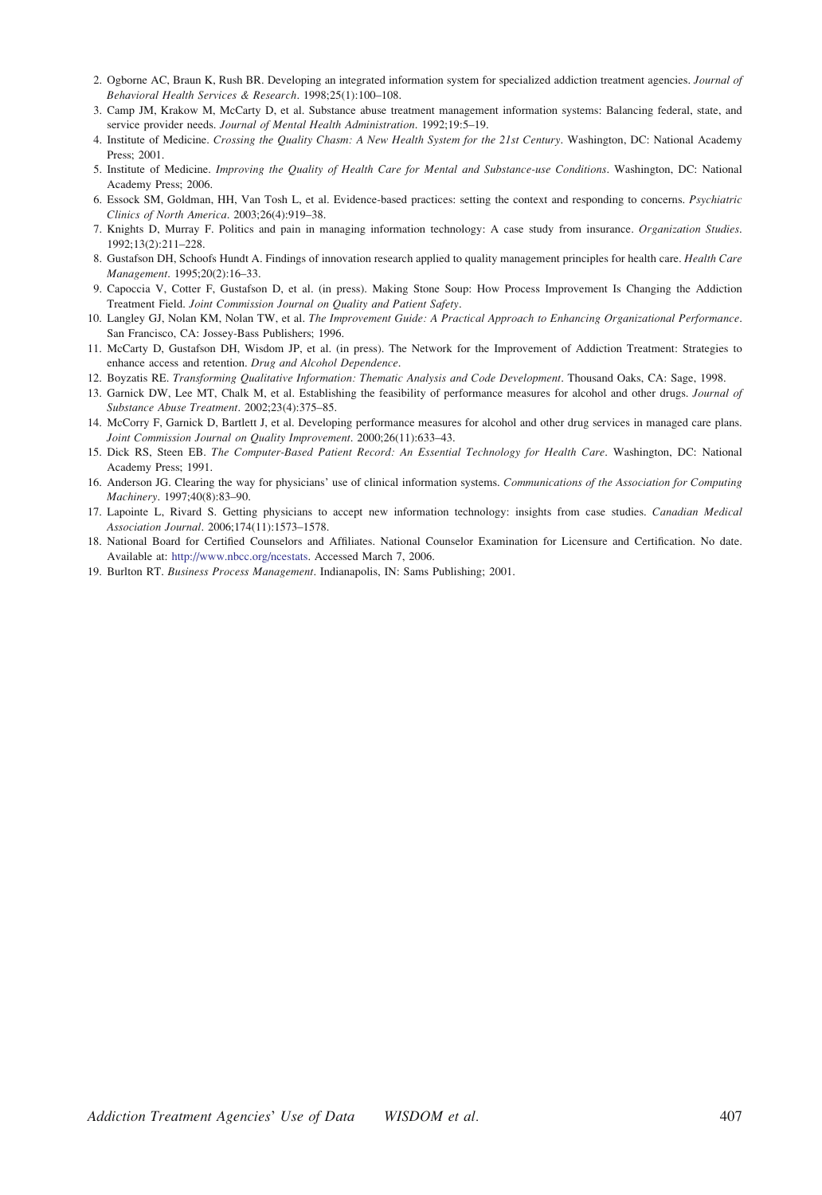2. Ogborne AC, Braun K, Rush BR. Developing an integrated information system for specialized addiction treatment agencies. *Journal of Behavioral Health Services & Research*. 1998;25(1):100–108.
3. Camp JM, Krakow M, McCarty D, et al. Substance abuse treatment management information systems: Balancing federal, state, and service provider needs. *Journal of Mental Health Administration*. 1992;19:5–19.
4. Institute of Medicine. *Crossing the Quality Chasm: A New Health System for the 21st Century*. Washington, DC: National Academy Press; 2001.
5. Institute of Medicine. *Improving the Quality of Health Care for Mental and Substance-use Conditions*. Washington, DC: National Academy Press; 2006.
6. Essock SM, Goldman, HH, Van Tosh L, et al. Evidence-based practices: setting the context and responding to concerns. *Psychiatric Clinics of North America*. 2003;26(4):919–38.
7. Knights D, Murray F. Politics and pain in managing information technology: A case study from insurance. *Organization Studies*. 1992;13(2):211–228.
8. Gustafson DH, Schoofs Hundt A. Findings of innovation research applied to quality management principles for health care. *Health Care Management*. 1995;20(2):16–33.
9. Capoccia V, Cotter F, Gustafson D, et al. (in press). Making Stone Soup: How Process Improvement Is Changing the Addiction Treatment Field. *Joint Commission Journal on Quality and Patient Safety*.
10. Langley GJ, Nolan KM, Nolan TW, et al. *The Improvement Guide: A Practical Approach to Enhancing Organizational Performance*. San Francisco, CA: Jossey-Bass Publishers; 1996.
11. McCarty D, Gustafson DH, Wisdom JP, et al. (in press). The Network for the Improvement of Addiction Treatment: Strategies to enhance access and retention. *Drug and Alcohol Dependence*.
12. Boyzatis RE. *Transforming Qualitative Information: Thematic Analysis and Code Development*. Thousand Oaks, CA: Sage, 1998.
13. Garnick DW, Lee MT, Chalk M, et al. Establishing the feasibility of performance measures for alcohol and other drugs. *Journal of Substance Abuse Treatment*. 2002;23(4):375–85.
14. McCorry F, Garnick D, Bartlett J, et al. Developing performance measures for alcohol and other drug services in managed care plans. *Joint Commission Journal on Quality Improvement*. 2000;26(11):633–43.
15. Dick RS, Steen EB. *The Computer-Based Patient Record: An Essential Technology for Health Care*. Washington, DC: National Academy Press; 1991.
16. Anderson JG. Clearing the way for physicians' use of clinical information systems. *Communications of the Association for Computing Machinery*. 1997;40(8):83–90.
17. Lapointe L, Rivard S. Getting physicians to accept new information technology: insights from case studies. *Canadian Medical Association Journal*. 2006;174(11):1573–1578.
18. National Board for Certified Counselors and Affiliates. National Counselor Examination for Licensure and Certification. No date. Available at: http://www.nbcc.org/ncestats. Accessed March 7, 2006.
19. Burlton RT. *Business Process Management*. Indianapolis, IN: Sams Publishing; 2001.